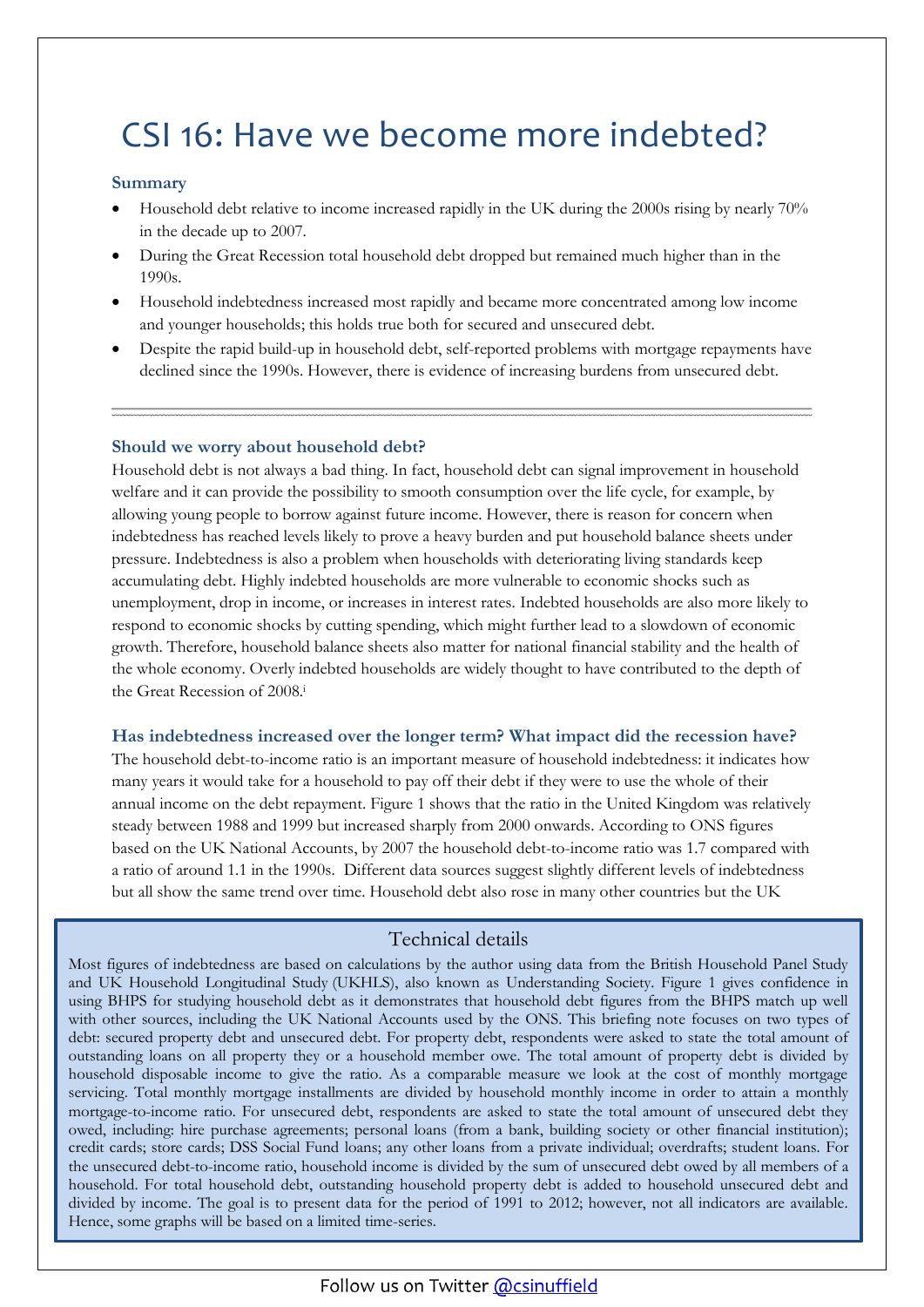# CSI 16: Have we become more indebted?

### Summary

- Household debt relative to income increased rapidly in the UK during the 2000s rising by nearly 70% in the decade up to 2007.
- During the Great Recession total household debt dropped but remained much higher than in the 1990s.
- Household indebtedness increased most rapidly and became more concentrated among low income and younger households; this holds true both for secured and unsecured debt.
- Despite the rapid build-up in household debt, self-reported problems with mortgage repayments have declined since the 1990s. However, there is evidence of increasing burdens from unsecured debt.

---

### Should we worry about household debt?

Household debt is not always a bad thing. In fact, household debt can signal improvement in household welfare and it can provide the possibility to smooth consumption over the life cycle, for example, by allowing young people to borrow against future income. However, there is reason for concern when indebtedness has reached levels likely to prove a heavy burden and put household balance sheets under pressure. Indebtedness is also a problem when households with deteriorating living standards keep accumulating debt. Highly indebted households are more vulnerable to economic shocks such as unemployment, drop in income, or increases in interest rates. Indebted households are also more likely to respond to economic shocks by cutting spending, which might further lead to a slowdown of economic growth. Therefore, household balance sheets also matter for national financial stability and the health of the whole economy. Overly indebted households are widely thought to have contributed to the depth of the Great Recession of 2008.[i]

### Has indebtedness increased over the longer term? What impact did the recession have?

The household debt-to-income ratio is an important measure of household indebtedness: it indicates how many years it would take for a household to pay off their debt if they were to use the whole of their annual income on the debt repayment. Figure 1 shows that the ratio in the United Kingdom was relatively steady between 1988 and 1999 but increased sharply from 2000 onwards. According to ONS figures based on the UK National Accounts, by 2007 the household debt-to-income ratio was 1.7 compared with a ratio of around 1.1 in the 1990s. Different data sources suggest slightly different levels of indebtedness but all show the same trend over time. Household debt also rose in many other countries but the UK

> **Technical details**
>
> Most figures of indebtedness are based on calculations by the author using data from the British Household Panel Study and UK Household Longitudinal Study (UKHLS), also known as Understanding Society. Figure 1 gives confidence in using BHPS for studying household debt as it demonstrates that household debt figures from the BHPS match up well with other sources, including the UK National Accounts used by the ONS. This briefing note focuses on two types of debt: secured property debt and unsecured debt. For property debt, respondents were asked to state the total amount of outstanding loans on all property they or a household member owe. The total amount of property debt is divided by household disposable income to give the ratio. As a comparable measure we look at the cost of monthly mortgage servicing. Total monthly mortgage installments are divided by household monthly income in order to attain a monthly mortgage-to-income ratio. For unsecured debt, respondents are asked to state the total amount of unsecured debt they owed, including: hire purchase agreements; personal loans (from a bank, building society or other financial institution); credit cards; store cards; DSS Social Fund loans; any other loans from a private individual; overdrafts; student loans. For the unsecured debt-to-income ratio, household income is divided by the sum of unsecured debt owed by all members of a household. For total household debt, outstanding household property debt is added to household unsecured debt and divided by income. The goal is to present data for the period of 1991 to 2012; however, not all indicators are available. Hence, some graphs will be based on a limited time-series.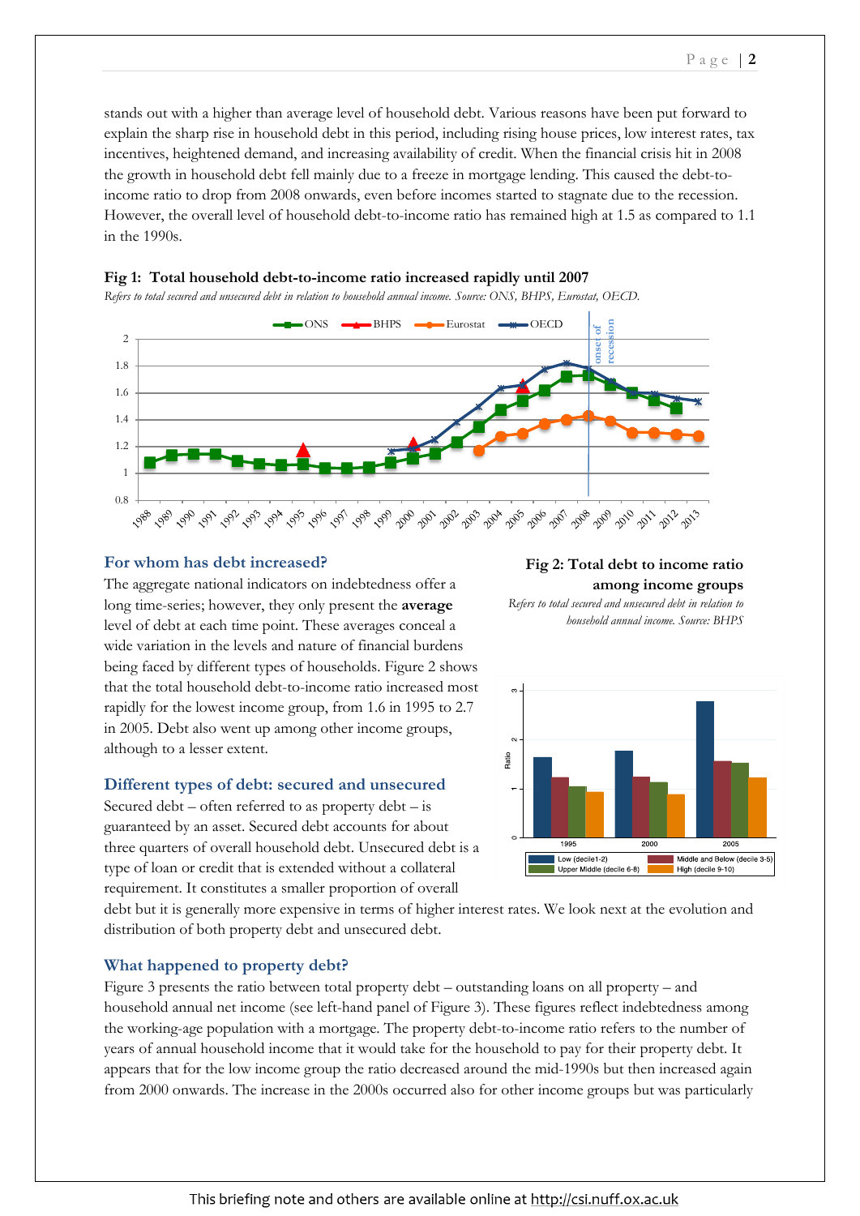stands out with a higher than average level of household debt. Various reasons have been put forward to explain the sharp rise in household debt in this period, including rising house prices, low interest rates, tax incentives, heightened demand, and increasing availability of credit. When the financial crisis hit in 2008 the growth in household debt fell mainly due to a freeze in mortgage lending. This caused the debt-to-income ratio to drop from 2008 onwards, even before incomes started to stagnate due to the recession. However, the overall level of household debt-to-income ratio has remained high at 1.5 as compared to 1.1 in the 1990s.

**Fig 1: Total household debt-to-income ratio increased rapidly until 2007**

*Refers to total secured and unsecured debt in relation to household annual income. Source: ONS, BHPS, Eurostat, OECD.*

## For whom has debt increased?

The aggregate national indicators on indebtedness offer a long time-series; however, they only present the **average** level of debt at each time point. These averages conceal a wide variation in the levels and nature of financial burdens being faced by different types of households. Figure 2 shows that the total household debt-to-income ratio increased most rapidly for the lowest income group, from 1.6 in 1995 to 2.7 in 2005. Debt also went up among other income groups, although to a lesser extent.

**Fig 2: Total debt to income ratio among income groups**

*Refers to total secured and unsecured debt in relation to household annual income. Source: BHPS*

## Different types of debt: secured and unsecured

Secured debt – often referred to as property debt – is guaranteed by an asset. Secured debt accounts for about three quarters of overall household debt. Unsecured debt is a type of loan or credit that is extended without a collateral requirement. It constitutes a smaller proportion of overall debt but it is generally more expensive in terms of higher interest rates. We look next at the evolution and distribution of both property debt and unsecured debt.

## What happened to property debt?

Figure 3 presents the ratio between total property debt – outstanding loans on all property – and household annual net income (see left-hand panel of Figure 3). These figures reflect indebtedness among the working-age population with a mortgage. The property debt-to-income ratio refers to the number of years of annual household income that it would take for the household to pay for their property debt. It appears that for the low income group the ratio decreased around the mid-1990s but then increased again from 2000 onwards. The increase in the 2000s occurred also for other income groups but was particularly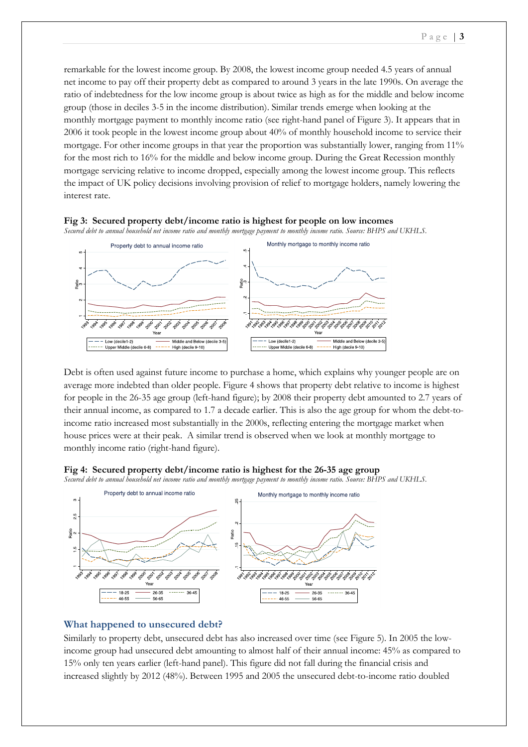remarkable for the lowest income group. By 2008, the lowest income group needed 4.5 years of annual net income to pay off their property debt as compared to around 3 years in the late 1990s. On average the ratio of indebtedness for the low income group is about twice as high as for the middle and below income group (those in deciles 3-5 in the income distribution). Similar trends emerge when looking at the monthly mortgage payment to monthly income ratio (see right-hand panel of Figure 3). It appears that in 2006 it took people in the lowest income group about 40% of monthly household income to service their mortgage. For other income groups in that year the proportion was substantially lower, ranging from 11% for the most rich to 16% for the middle and below group. During the Great Recession monthly mortgage servicing relative to income dropped, especially among the lowest income group. This reflects the impact of UK policy decisions involving provision of relief to mortgage holders, namely lowering the interest rate.

**Fig 3: Secured property debt/income ratio is highest for people on low incomes**

*Secured debt to annual household net income ratio and monthly mortgage payment to monthly income ratio. Source: BHPS and UKHLS.*

Debt is often used against future income to purchase a home, which explains why younger people are on average more indebted than older people. Figure 4 shows that property debt relative to income is highest for people in the 26-35 age group (left-hand figure); by 2008 their property debt amounted to 2.7 years of their annual income, as compared to 1.7 a decade earlier. This is also the age group for whom the debt-to-income ratio increased most substantially in the 2000s, reflecting entering the mortgage market when house prices were at their peak. A similar trend is observed when we look at monthly mortgage to monthly income ratio (right-hand figure).

**Fig 4: Secured property debt/income ratio is highest for the 26-35 age group**

*Secured debt to annual household net income ratio and monthly mortgage payment to monthly income ratio. Source: BHPS and UKHLS.*

### What happened to unsecured debt?

Similarly to property debt, unsecured debt has also increased over time (see Figure 5). In 2005 the low-income group had unsecured debt amounting to almost half of their annual income: 45% as compared to 15% only ten years earlier (left-hand panel). This figure did not fall during the financial crisis and increased slightly by 2012 (48%). Between 1995 and 2005 the unsecured debt-to-income ratio doubled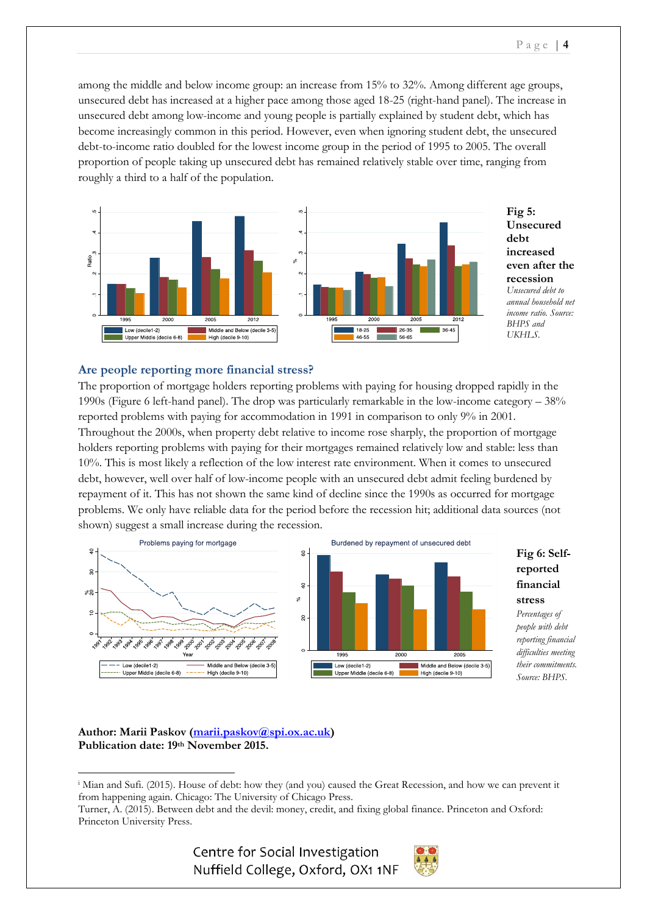among the middle and below income group: an increase from 15% to 32%. Among different age groups, unsecured debt has increased at a higher pace among those aged 18-25 (right-hand panel). The increase in unsecured debt among low-income and young people is partially explained by student debt, which has become increasingly common in this period. However, even when ignoring student debt, the unsecured debt-to-income ratio doubled for the lowest income group in the period of 1995 to 2005. The overall proportion of people taking up unsecured debt has remained relatively stable over time, ranging from roughly a third to a half of the population.

Ratio
0 .1 .2 .3 .4 .5
1995 2000 2005 2012
Low (decile1-2) Middle and Below (decile 3-5) Upper Middle (decile 6-8) High (decile 9-10)

%
0 .1 .2 .3 .4 .5
1995 2000 2005 2012
18-25 26-35 36-45 46-55 56-65

**Fig 5: Unsecured debt increased even after the recession**

*Unsecured debt to annual household net income ratio. Source: BHPS and UKHLS.*

## Are people reporting more financial stress?

The proportion of mortgage holders reporting problems with paying for housing dropped rapidly in the 1990s (Figure 6 left-hand panel). The drop was particularly remarkable in the low-income category – 38% reported problems with paying for accommodation in 1991 in comparison to only 9% in 2001. Throughout the 2000s, when property debt relative to income rose sharply, the proportion of mortgage holders reporting problems with paying for their mortgages remained relatively low and stable: less than 10%. This is most likely a reflection of the low interest rate environment. When it comes to unsecured debt, however, well over half of low-income people with an unsecured debt admit feeling burdened by repayment of it. This has not shown the same kind of decline since the 1990s as occurred for mortgage problems. We only have reliable data for the period before the recession hit; additional data sources (not shown) suggest a small increase during the recession.

Problems paying for mortgage
%
0 10 20 30 40
1991 1992 1993 1994 1995 1996 1997 1998 1999 2000 2001 2002 2003 2004 2005 2006 2007 2008
Year
Low (decile1-2) Middle and Below (decile 3-5) Upper Middle (decile 6-8) High (decile 9-10)

Burdened by repayment of unsecured debt
%
0 20 40 60
1995 2000 2005
Low (decile1-2) Middle and Below (decile 3-5) Upper Middle (decile 6-8) High (decile 9-10)

**Fig 6: Self-reported financial stress**

*Percentages of people with debt reporting financial difficulties meeting their commitments. Source: BHPS.*

**Author: Marii Paskov (marii.paskov@spi.ox.ac.uk)**
**Publication date: 19th November 2015.**

---

[i] Mian and Sufi. (2015). House of debt: how they (and you) caused the Great Recession, and how we can prevent it from happening again. Chicago: The University of Chicago Press.
Turner, A. (2015). Between debt and the devil: money, credit, and fixing global finance. Princeton and Oxford: Princeton University Press.

Centre for Social Investigation
Nuffield College, Oxford, OX1 1NF